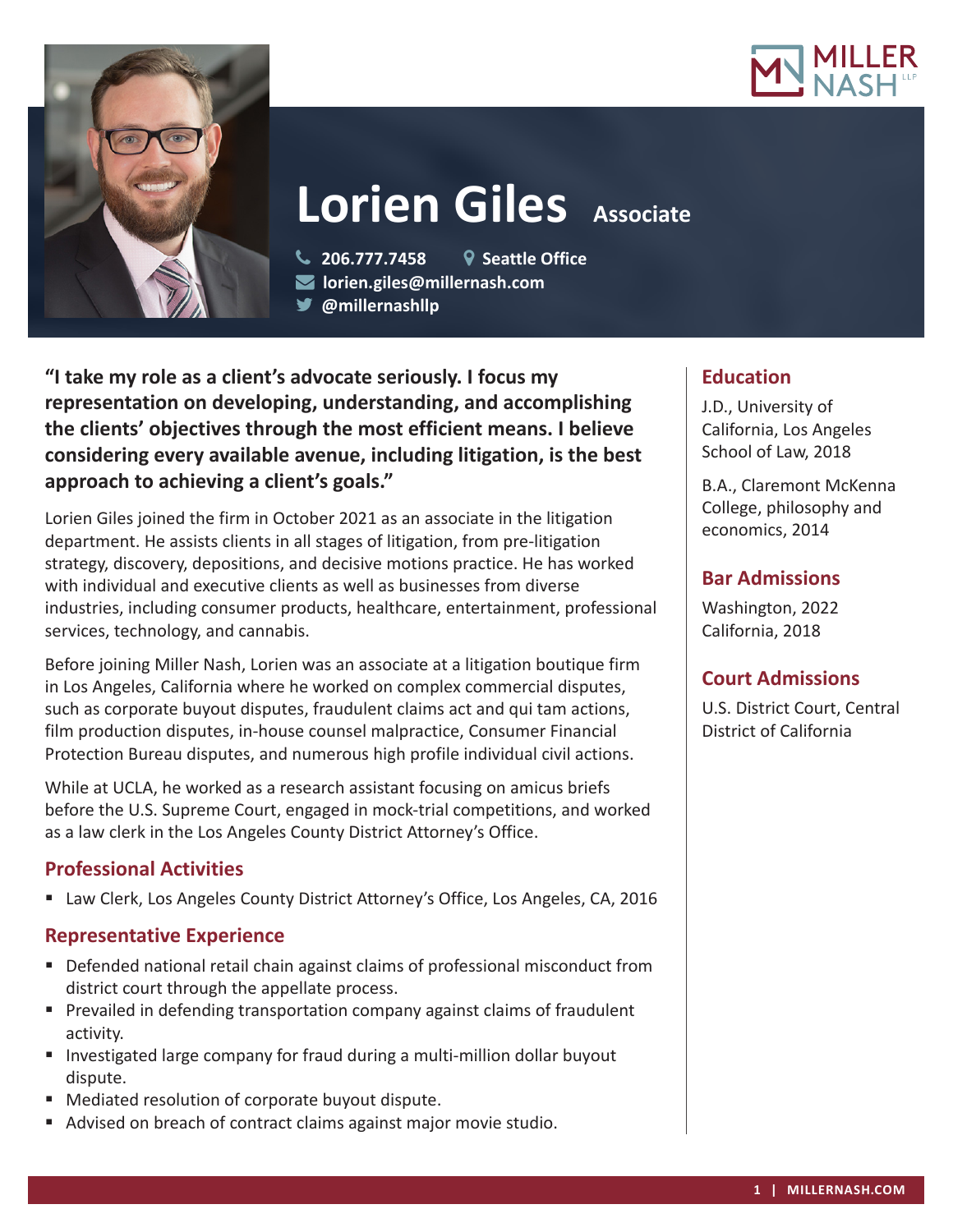# Lorien Giles Associate

206.777.7458 | Seattle Office
lorien.giles@millernash.com
@millernashllp

**"I take my role as a client's advocate seriously. I focus my representation on developing, understanding, and accomplishing the clients' objectives through the most efficient means. I believe considering every available avenue, including litigation, is the best approach to achieving a client's goals."**

Lorien Giles joined the firm in October 2021 as an associate in the litigation department. He assists clients in all stages of litigation, from pre-litigation strategy, discovery, depositions, and decisive motions practice. He has worked with individual and executive clients as well as businesses from diverse industries, including consumer products, healthcare, entertainment, professional services, technology, and cannabis.

Before joining Miller Nash, Lorien was an associate at a litigation boutique firm in Los Angeles, California where he worked on complex commercial disputes, such as corporate buyout disputes, fraudulent claims act and qui tam actions, film production disputes, in-house counsel malpractice, Consumer Financial Protection Bureau disputes, and numerous high profile individual civil actions.

While at UCLA, he worked as a research assistant focusing on amicus briefs before the U.S. Supreme Court, engaged in mock-trial competitions, and worked as a law clerk in the Los Angeles County District Attorney's Office.

## Professional Activities

- Law Clerk, Los Angeles County District Attorney's Office, Los Angeles, CA, 2016

## Representative Experience

- Defended national retail chain against claims of professional misconduct from district court through the appellate process.
- Prevailed in defending transportation company against claims of fraudulent activity.
- Investigated large company for fraud during a multi-million dollar buyout dispute.
- Mediated resolution of corporate buyout dispute.
- Advised on breach of contract claims against major movie studio.

## Education

J.D., University of California, Los Angeles School of Law, 2018

B.A., Claremont McKenna College, philosophy and economics, 2014

## Bar Admissions

Washington, 2022
California, 2018

## Court Admissions

U.S. District Court, Central District of California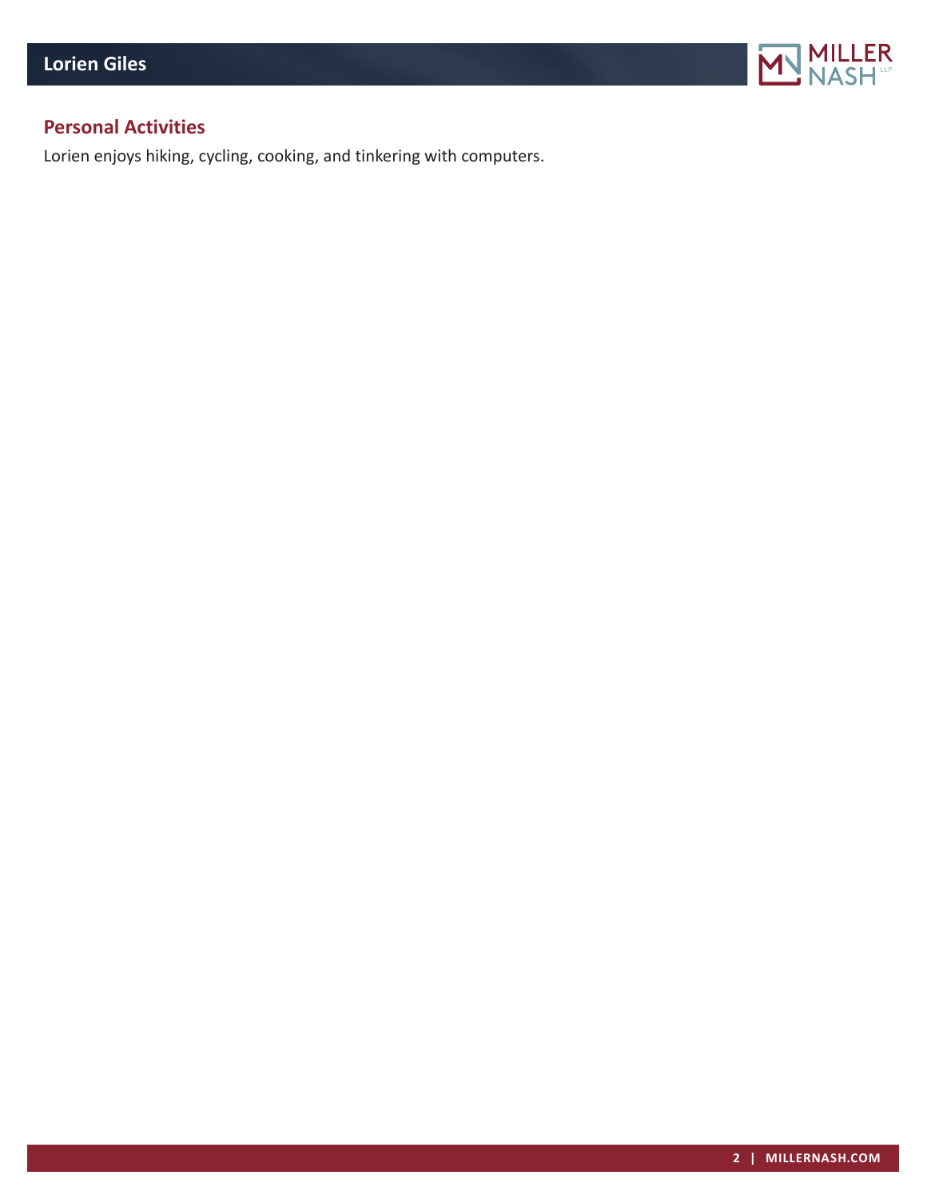## Personal Activities

Lorien enjoys hiking, cycling, cooking, and tinkering with computers.